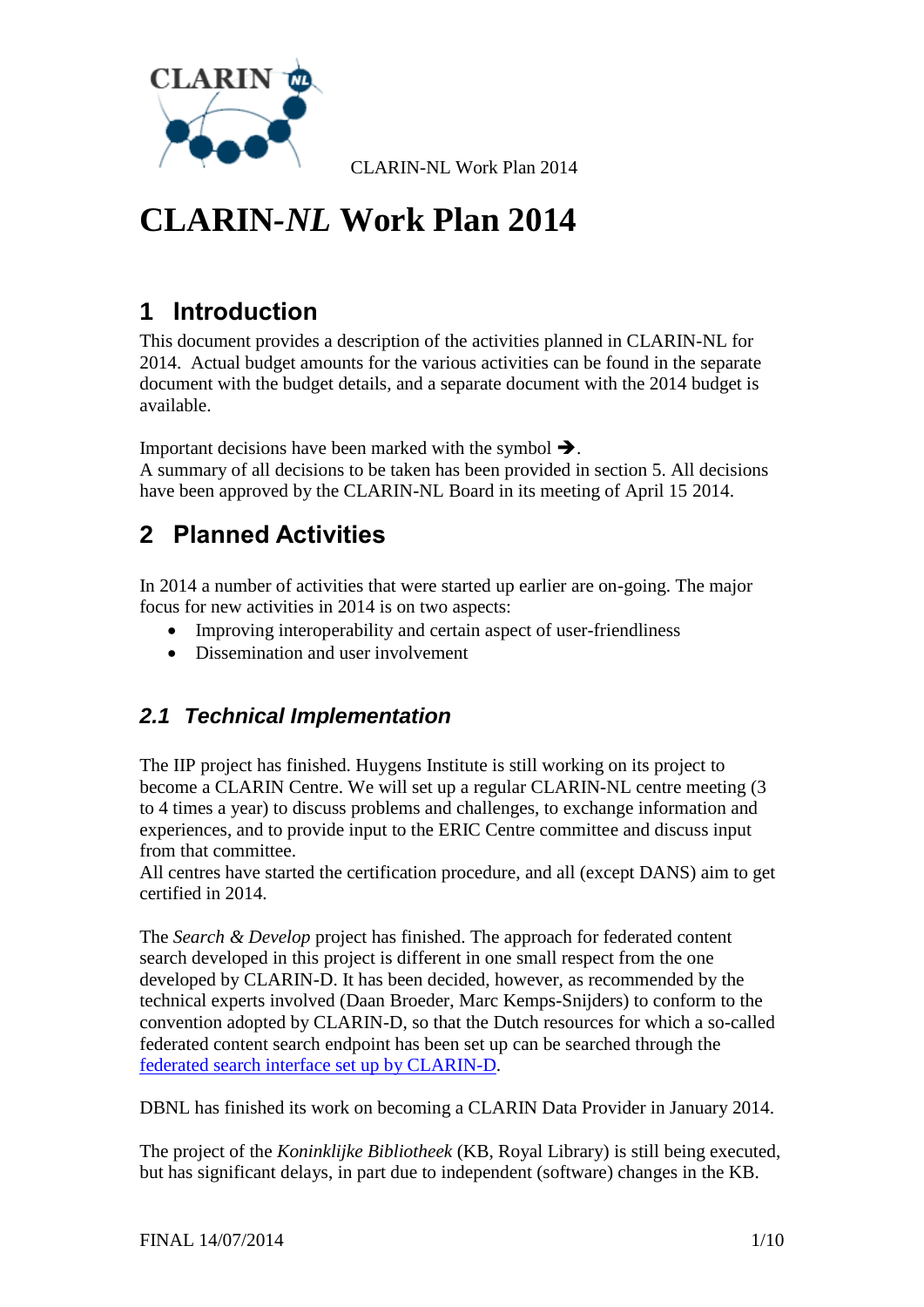# CLARIN-*NL* Work Plan 2014

## 1 Introduction

This document provides a description of the activities planned in CLARIN-NL for 2014. Actual budget amounts for the various activities can be found in the separate document with the budget details, and a separate document with the 2014 budget is available.

Important decisions have been marked with the symbol ➔.
A summary of all decisions to be taken has been provided in section 5. All decisions have been approved by the CLARIN-NL Board in its meeting of April 15 2014.

## 2 Planned Activities

In 2014 a number of activities that were started up earlier are on-going. The major focus for new activities in 2014 is on two aspects:

- Improving interoperability and certain aspect of user-friendliness
- Dissemination and user involvement

### 2.1 Technical Implementation

The IIP project has finished. Huygens Institute is still working on its project to become a CLARIN Centre. We will set up a regular CLARIN-NL centre meeting (3 to 4 times a year) to discuss problems and challenges, to exchange information and experiences, and to provide input to the ERIC Centre committee and discuss input from that committee.
All centres have started the certification procedure, and all (except DANS) aim to get certified in 2014.

The *Search & Develop* project has finished. The approach for federated content search developed in this project is different in one small respect from the one developed by CLARIN-D. It has been decided, however, as recommended by the technical experts involved (Daan Broeder, Marc Kemps-Snijders) to conform to the convention adopted by CLARIN-D, so that the Dutch resources for which a so-called federated content search endpoint has been set up can be searched through the federated search interface set up by CLARIN-D.

DBNL has finished its work on becoming a CLARIN Data Provider in January 2014.

The project of the *Koninklijke Bibliotheek* (KB, Royal Library) is still being executed, but has significant delays, in part due to independent (software) changes in the KB.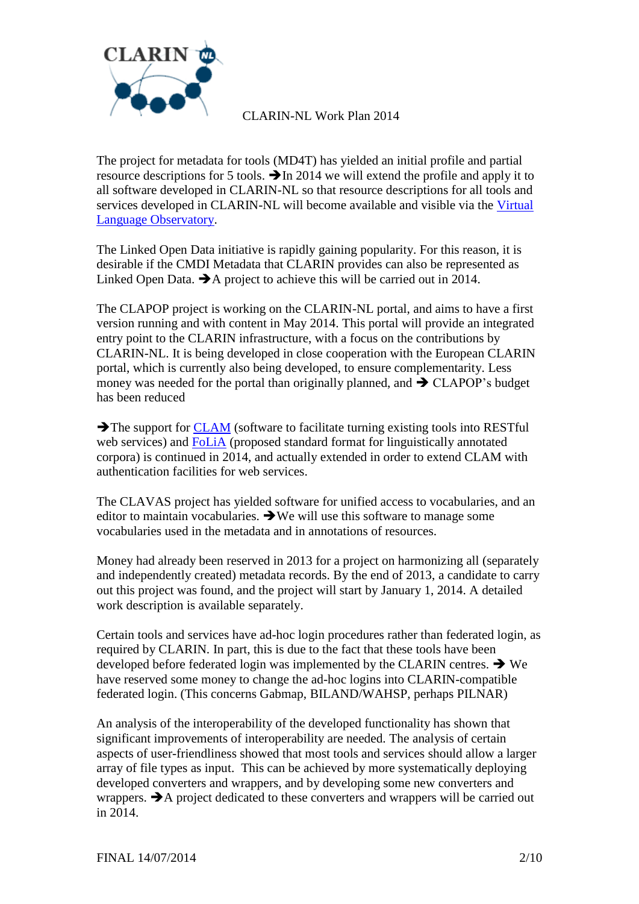CLARIN-NL Work Plan 2014

The project for metadata for tools (MD4T) has yielded an initial profile and partial resource descriptions for 5 tools. ➔In 2014 we will extend the profile and apply it to all software developed in CLARIN-NL so that resource descriptions for all tools and services developed in CLARIN-NL will become available and visible via the [Virtual Language Observatory]().

The Linked Open Data initiative is rapidly gaining popularity. For this reason, it is desirable if the CMDI Metadata that CLARIN provides can also be represented as Linked Open Data. ➔A project to achieve this will be carried out in 2014.

The CLAPOP project is working on the CLARIN-NL portal, and aims to have a first version running and with content in May 2014. This portal will provide an integrated entry point to the CLARIN infrastructure, with a focus on the contributions by CLARIN-NL. It is being developed in close cooperation with the European CLARIN portal, which is currently also being developed, to ensure complementarity. Less money was needed for the portal than originally planned, and ➔ CLAPOP's budget has been reduced

➔The support for [CLAM]() (software to facilitate turning existing tools into RESTful web services) and [FoLiA]() (proposed standard format for linguistically annotated corpora) is continued in 2014, and actually extended in order to extend CLAM with authentication facilities for web services.

The CLAVAS project has yielded software for unified access to vocabularies, and an editor to maintain vocabularies. ➔We will use this software to manage some vocabularies used in the metadata and in annotations of resources.

Money had already been reserved in 2013 for a project on harmonizing all (separately and independently created) metadata records. By the end of 2013, a candidate to carry out this project was found, and the project will start by January 1, 2014. A detailed work description is available separately.

Certain tools and services have ad-hoc login procedures rather than federated login, as required by CLARIN. In part, this is due to the fact that these tools have been developed before federated login was implemented by the CLARIN centres. ➔ We have reserved some money to change the ad-hoc logins into CLARIN-compatible federated login. (This concerns Gabmap, BILAND/WAHSP, perhaps PILNAR)

An analysis of the interoperability of the developed functionality has shown that significant improvements of interoperability are needed. The analysis of certain aspects of user-friendliness showed that most tools and services should allow a larger array of file types as input. This can be achieved by more systematically deploying developed converters and wrappers, and by developing some new converters and wrappers. ➔A project dedicated to these converters and wrappers will be carried out in 2014.

FINAL 14/07/2014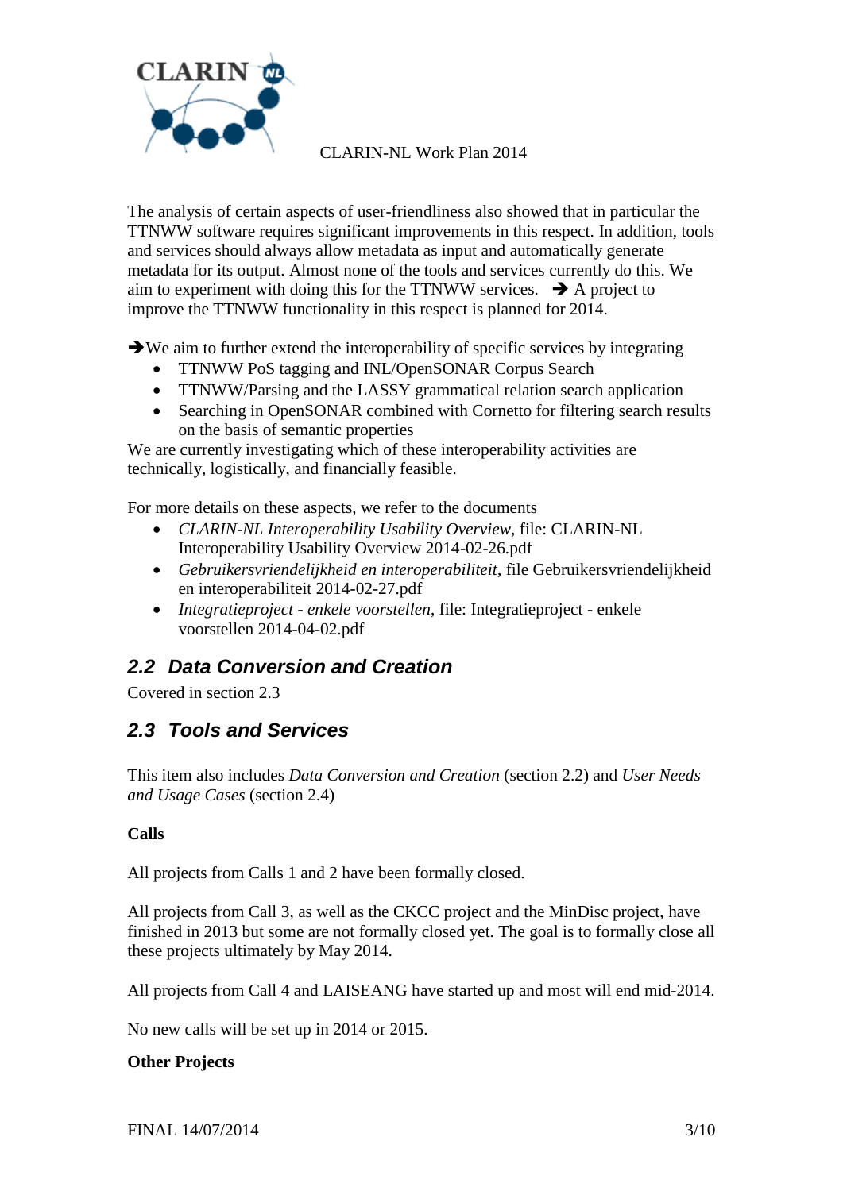The analysis of certain aspects of user-friendliness also showed that in particular the TTNWW software requires significant improvements in this respect. In addition, tools and services should always allow metadata as input and automatically generate metadata for its output. Almost none of the tools and services currently do this. We aim to experiment with doing this for the TTNWW services. ➔ A project to improve the TTNWW functionality in this respect is planned for 2014.

➔We aim to further extend the interoperability of specific services by integrating

- TTNWW PoS tagging and INL/OpenSONAR Corpus Search
- TTNWW/Parsing and the LASSY grammatical relation search application
- Searching in OpenSONAR combined with Cornetto for filtering search results on the basis of semantic properties

We are currently investigating which of these interoperability activities are technically, logistically, and financially feasible.

For more details on these aspects, we refer to the documents

- *CLARIN-NL Interoperability Usability Overview*, file: CLARIN-NL Interoperability Usability Overview 2014-02-26.pdf
- *Gebruikersvriendelijkheid en interoperabiliteit*, file Gebruikersvriendelijkheid en interoperabiliteit 2014-02-27.pdf
- *Integratieproject - enkele voorstellen*, file: Integratieproject - enkele voorstellen 2014-04-02.pdf

## 2.2 Data Conversion and Creation

Covered in section 2.3

## 2.3 Tools and Services

This item also includes *Data Conversion and Creation* (section 2.2) and *User Needs and Usage Cases* (section 2.4)

**Calls**

All projects from Calls 1 and 2 have been formally closed.

All projects from Call 3, as well as the CKCC project and the MinDisc project, have finished in 2013 but some are not formally closed yet. The goal is to formally close all these projects ultimately by May 2014.

All projects from Call 4 and LAISEANG have started up and most will end mid-2014.

No new calls will be set up in 2014 or 2015.

**Other Projects**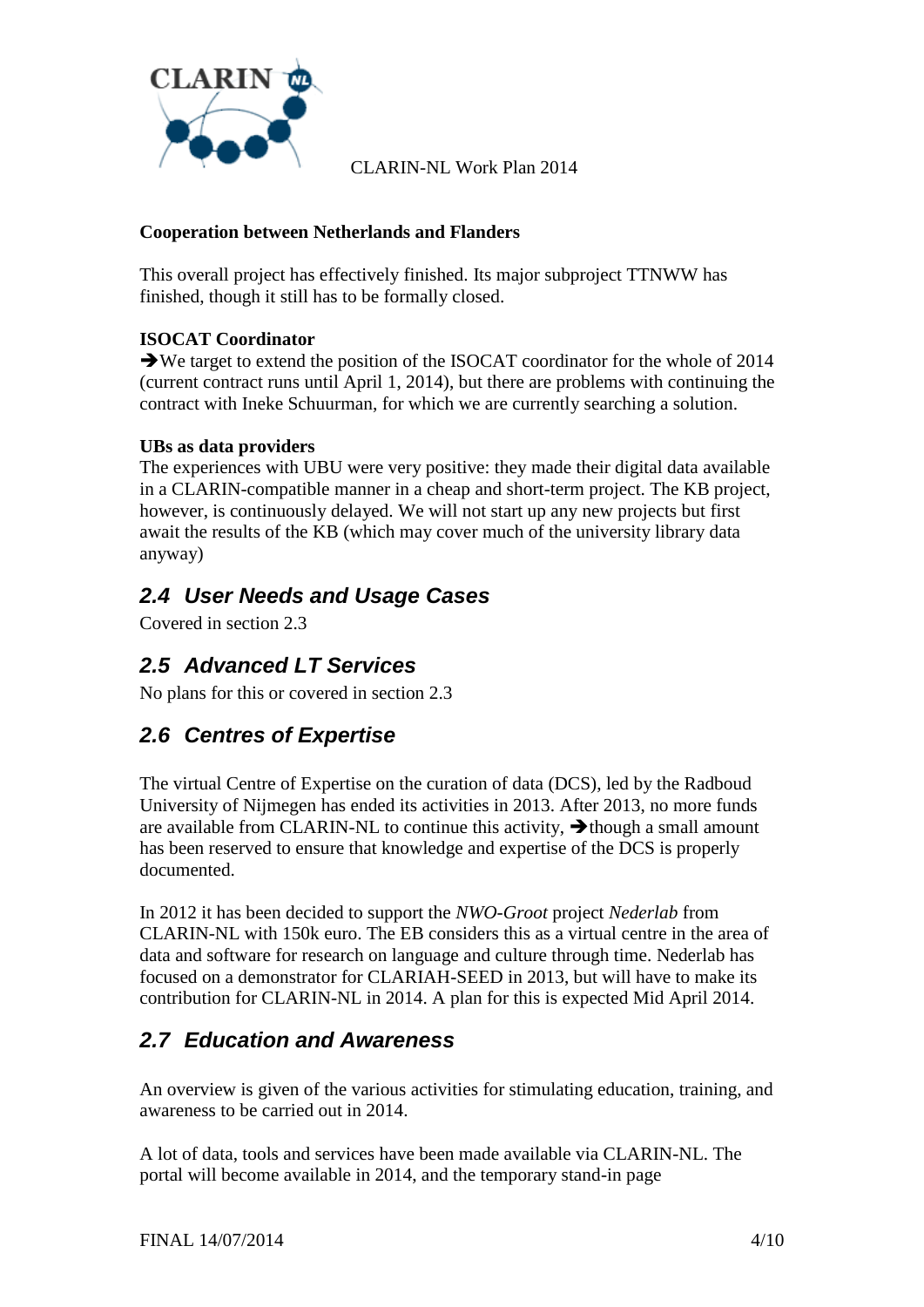**Cooperation between Netherlands and Flanders**

This overall project has effectively finished. Its major subproject TTNWW has finished, though it still has to be formally closed.

**ISOCAT Coordinator**

➔We target to extend the position of the ISOCAT coordinator for the whole of 2014 (current contract runs until April 1, 2014), but there are problems with continuing the contract with Ineke Schuurman, for which we are currently searching a solution.

**UBs as data providers**

The experiences with UBU were very positive: they made their digital data available in a CLARIN-compatible manner in a cheap and short-term project. The KB project, however, is continuously delayed. We will not start up any new projects but first await the results of the KB (which may cover much of the university library data anyway)

## 2.4 User Needs and Usage Cases

Covered in section 2.3

## 2.5 Advanced LT Services

No plans for this or covered in section 2.3

## 2.6 Centres of Expertise

The virtual Centre of Expertise on the curation of data (DCS), led by the Radboud University of Nijmegen has ended its activities in 2013. After 2013, no more funds are available from CLARIN-NL to continue this activity, ➔though a small amount has been reserved to ensure that knowledge and expertise of the DCS is properly documented.

In 2012 it has been decided to support the *NWO-Groot* project *Nederlab* from CLARIN-NL with 150k euro. The EB considers this as a virtual centre in the area of data and software for research on language and culture through time. Nederlab has focused on a demonstrator for CLARIAH-SEED in 2013, but will have to make its contribution for CLARIN-NL in 2014. A plan for this is expected Mid April 2014.

## 2.7 Education and Awareness

An overview is given of the various activities for stimulating education, training, and awareness to be carried out in 2014.

A lot of data, tools and services have been made available via CLARIN-NL. The portal will become available in 2014, and the temporary stand-in page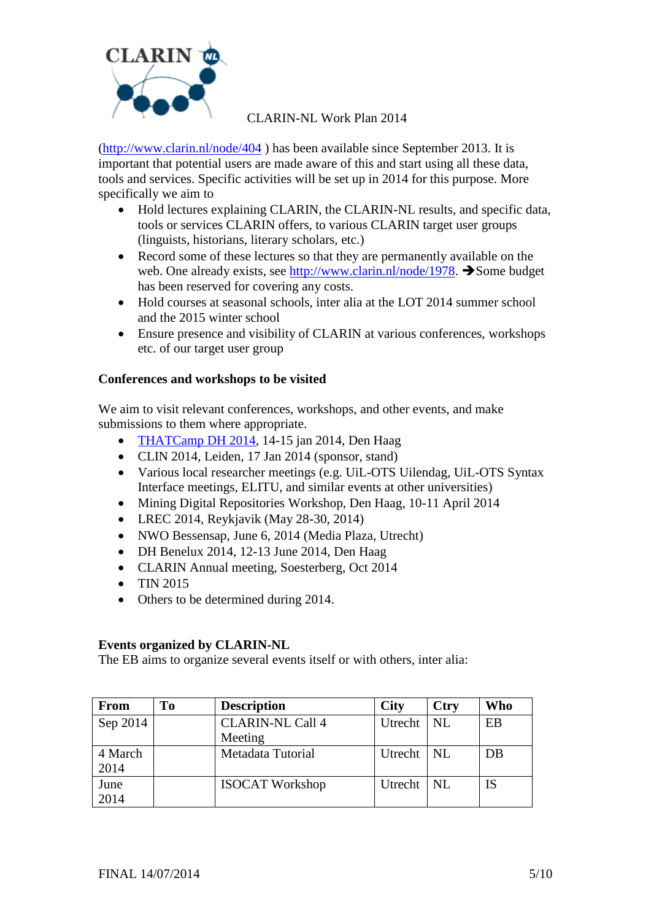(http://www.clarin.nl/node/404 ) has been available since September 2013. It is important that potential users are made aware of this and start using all these data, tools and services. Specific activities will be set up in 2014 for this purpose. More specifically we aim to

- Hold lectures explaining CLARIN, the CLARIN-NL results, and specific data, tools or services CLARIN offers, to various CLARIN target user groups (linguists, historians, literary scholars, etc.)
- Record some of these lectures so that they are permanently available on the web. One already exists, see http://www.clarin.nl/node/1978. ➔Some budget has been reserved for covering any costs.
- Hold courses at seasonal schools, inter alia at the LOT 2014 summer school and the 2015 winter school
- Ensure presence and visibility of CLARIN at various conferences, workshops etc. of our target user group

**Conferences and workshops to be visited**

We aim to visit relevant conferences, workshops, and other events, and make submissions to them where appropriate.

- THATCamp DH 2014, 14-15 jan 2014, Den Haag
- CLIN 2014, Leiden, 17 Jan 2014 (sponsor, stand)
- Various local researcher meetings (e.g. UiL-OTS Uilendag, UiL-OTS Syntax Interface meetings, ELITU, and similar events at other universities)
- Mining Digital Repositories Workshop, Den Haag, 10-11 April 2014
- LREC 2014, Reykjavik (May 28-30, 2014)
- NWO Bessensap, June 6, 2014 (Media Plaza, Utrecht)
- DH Benelux 2014, 12-13 June 2014, Den Haag
- CLARIN Annual meeting, Soesterberg, Oct 2014
- TIN 2015
- Others to be determined during 2014.

**Events organized by CLARIN-NL**

The EB aims to organize several events itself or with others, inter alia:

| From | To | Description | City | Ctry | Who |
|---|---|---|---|---|---|
| Sep 2014 | | CLARIN-NL Call 4 Meeting | Utrecht | NL | EB |
| 4 March 2014 | | Metadata Tutorial | Utrecht | NL | DB |
| June 2014 | | ISOCAT Workshop | Utrecht | NL | IS |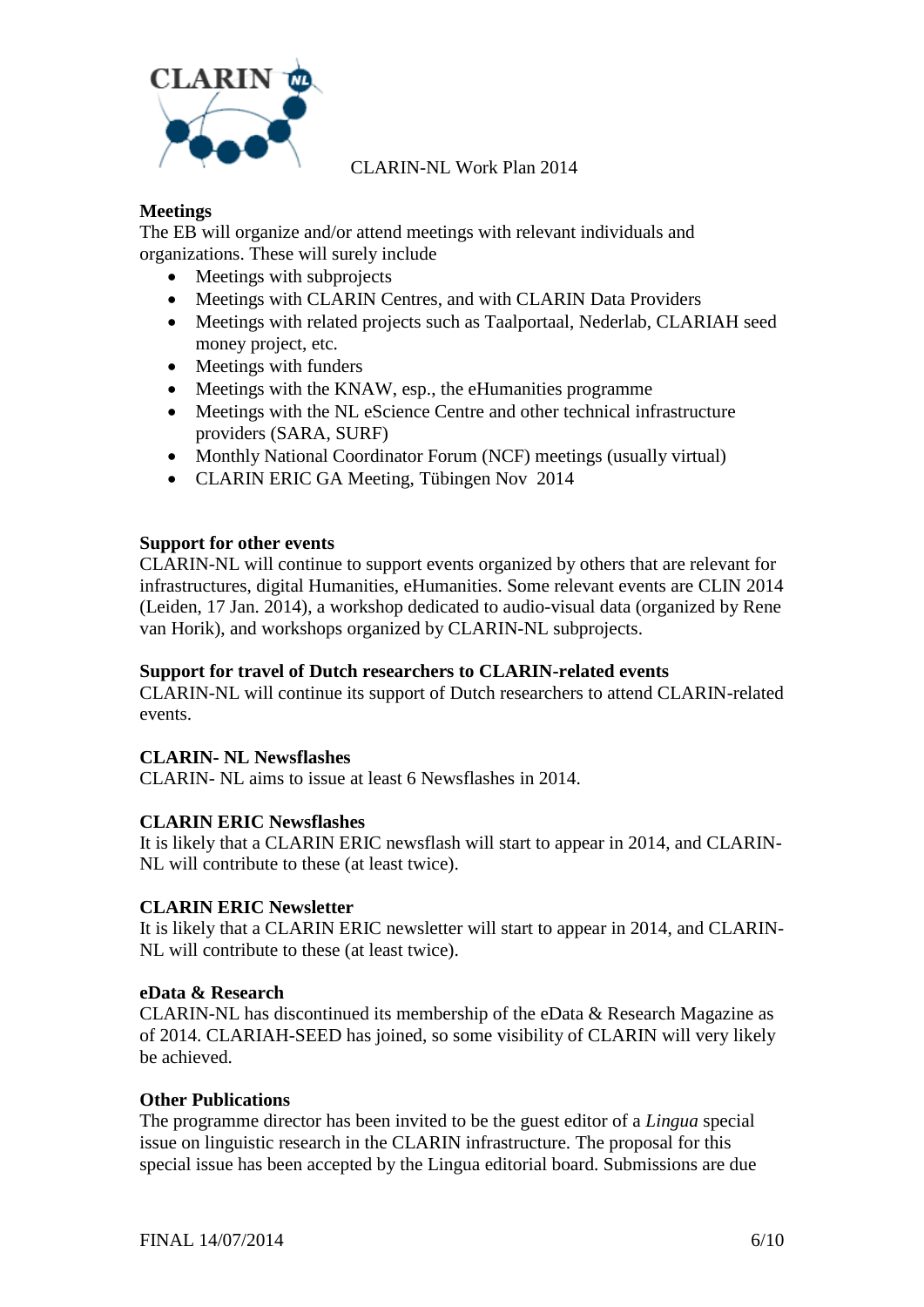CLARIN-NL Work Plan 2014

**Meetings**

The EB will organize and/or attend meetings with relevant individuals and organizations. These will surely include

- Meetings with subprojects
- Meetings with CLARIN Centres, and with CLARIN Data Providers
- Meetings with related projects such as Taalportaal, Nederlab, CLARIAH seed money project, etc.
- Meetings with funders
- Meetings with the KNAW, esp., the eHumanities programme
- Meetings with the NL eScience Centre and other technical infrastructure providers (SARA, SURF)
- Monthly National Coordinator Forum (NCF) meetings (usually virtual)
- CLARIN ERIC GA Meeting, Tübingen Nov 2014

**Support for other events**

CLARIN-NL will continue to support events organized by others that are relevant for infrastructures, digital Humanities, eHumanities. Some relevant events are CLIN 2014 (Leiden, 17 Jan. 2014), a workshop dedicated to audio-visual data (organized by Rene van Horik), and workshops organized by CLARIN-NL subprojects.

**Support for travel of Dutch researchers to CLARIN-related events**

CLARIN-NL will continue its support of Dutch researchers to attend CLARIN-related events.

**CLARIN- NL Newsflashes**

CLARIN- NL aims to issue at least 6 Newsflashes in 2014.

**CLARIN ERIC Newsflashes**

It is likely that a CLARIN ERIC newsflash will start to appear in 2014, and CLARIN-NL will contribute to these (at least twice).

**CLARIN ERIC Newsletter**

It is likely that a CLARIN ERIC newsletter will start to appear in 2014, and CLARIN-NL will contribute to these (at least twice).

**eData & Research**

CLARIN-NL has discontinued its membership of the eData & Research Magazine as of 2014. CLARIAH-SEED has joined, so some visibility of CLARIN will very likely be achieved.

**Other Publications**

The programme director has been invited to be the guest editor of a *Lingua* special issue on linguistic research in the CLARIN infrastructure. The proposal for this special issue has been accepted by the Lingua editorial board. Submissions are due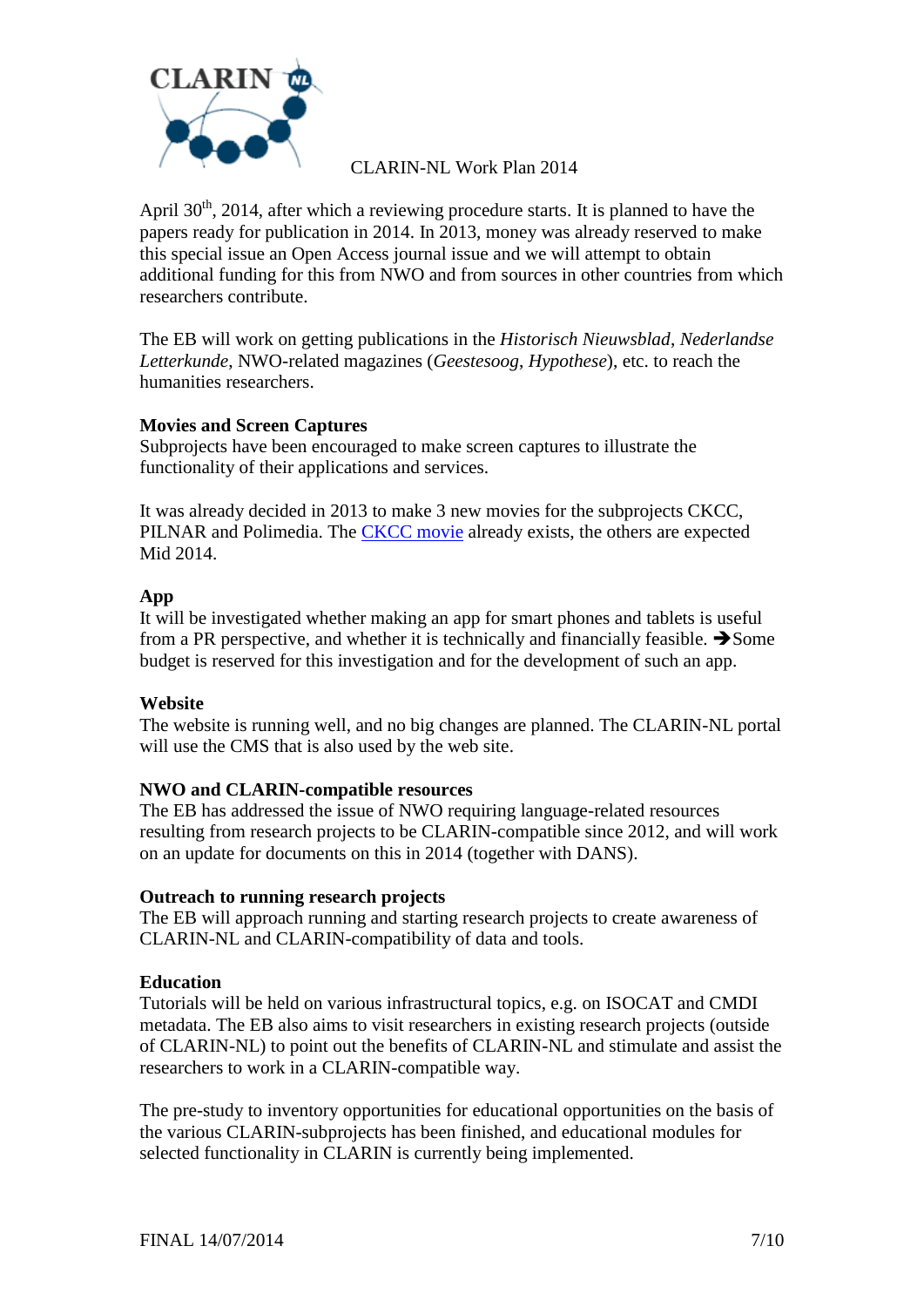April 30th, 2014, after which a reviewing procedure starts. It is planned to have the papers ready for publication in 2014. In 2013, money was already reserved to make this special issue an Open Access journal issue and we will attempt to obtain additional funding for this from NWO and from sources in other countries from which researchers contribute.

The EB will work on getting publications in the *Historisch Nieuwsblad*, *Nederlandse Letterkunde*, NWO-related magazines (*Geestesoog*, *Hypothese*), etc. to reach the humanities researchers.

**Movies and Screen Captures**
Subprojects have been encouraged to make screen captures to illustrate the functionality of their applications and services.

It was already decided in 2013 to make 3 new movies for the subprojects CKCC, PILNAR and Polimedia. The CKCC movie already exists, the others are expected Mid 2014.

**App**
It will be investigated whether making an app for smart phones and tablets is useful from a PR perspective, and whether it is technically and financially feasible. ➔Some budget is reserved for this investigation and for the development of such an app.

**Website**
The website is running well, and no big changes are planned. The CLARIN-NL portal will use the CMS that is also used by the web site.

**NWO and CLARIN-compatible resources**
The EB has addressed the issue of NWO requiring language-related resources resulting from research projects to be CLARIN-compatible since 2012, and will work on an update for documents on this in 2014 (together with DANS).

**Outreach to running research projects**
The EB will approach running and starting research projects to create awareness of CLARIN-NL and CLARIN-compatibility of data and tools.

**Education**
Tutorials will be held on various infrastructural topics, e.g. on ISOCAT and CMDI metadata. The EB also aims to visit researchers in existing research projects (outside of CLARIN-NL) to point out the benefits of CLARIN-NL and stimulate and assist the researchers to work in a CLARIN-compatible way.

The pre-study to inventory opportunities for educational opportunities on the basis of the various CLARIN-subprojects has been finished, and educational modules for selected functionality in CLARIN is currently being implemented.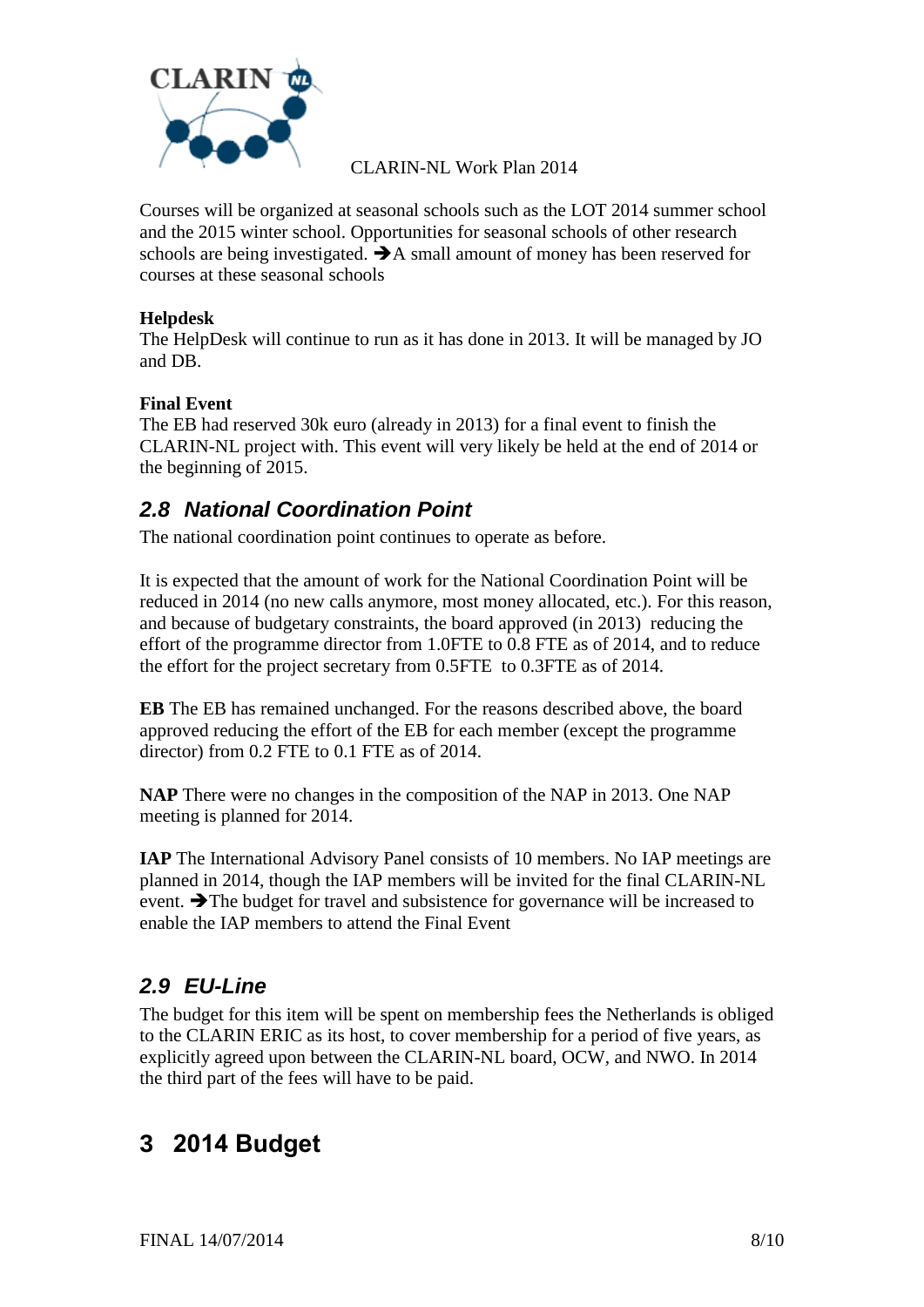Courses will be organized at seasonal schools such as the LOT 2014 summer school and the 2015 winter school. Opportunities for seasonal schools of other research schools are being investigated. ➔A small amount of money has been reserved for courses at these seasonal schools

**Helpdesk**
The HelpDesk will continue to run as it has done in 2013. It will be managed by JO and DB.

**Final Event**
The EB had reserved 30k euro (already in 2013) for a final event to finish the CLARIN-NL project with. This event will very likely be held at the end of 2014 or the beginning of 2015.

## 2.8 National Coordination Point

The national coordination point continues to operate as before.

It is expected that the amount of work for the National Coordination Point will be reduced in 2014 (no new calls anymore, most money allocated, etc.). For this reason, and because of budgetary constraints, the board approved (in 2013) reducing the effort of the programme director from 1.0FTE to 0.8 FTE as of 2014, and to reduce the effort for the project secretary from 0.5FTE to 0.3FTE as of 2014.

**EB** The EB has remained unchanged. For the reasons described above, the board approved reducing the effort of the EB for each member (except the programme director) from 0.2 FTE to 0.1 FTE as of 2014.

**NAP** There were no changes in the composition of the NAP in 2013. One NAP meeting is planned for 2014.

**IAP** The International Advisory Panel consists of 10 members. No IAP meetings are planned in 2014, though the IAP members will be invited for the final CLARIN-NL event. ➔The budget for travel and subsistence for governance will be increased to enable the IAP members to attend the Final Event

## 2.9 EU-Line

The budget for this item will be spent on membership fees the Netherlands is obliged to the CLARIN ERIC as its host, to cover membership for a period of five years, as explicitly agreed upon between the CLARIN-NL board, OCW, and NWO. In 2014 the third part of the fees will have to be paid.

# 3 2014 Budget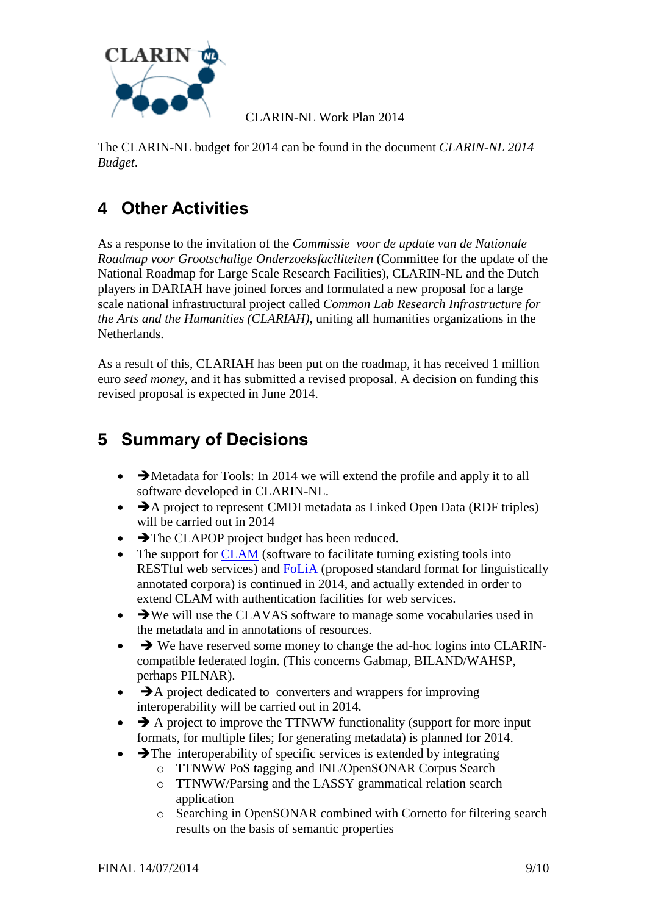The CLARIN-NL budget for 2014 can be found in the document *CLARIN-NL 2014 Budget*.

## 4 Other Activities

As a response to the invitation of the *Commissie voor de update van de Nationale Roadmap voor Grootschalige Onderzoeksfaciliteiten* (Committee for the update of the National Roadmap for Large Scale Research Facilities), CLARIN-NL and the Dutch players in DARIAH have joined forces and formulated a new proposal for a large scale national infrastructural project called *Common Lab Research Infrastructure for the Arts and the Humanities (CLARIAH)*, uniting all humanities organizations in the Netherlands.

As a result of this, CLARIAH has been put on the roadmap, it has received 1 million euro *seed money*, and it has submitted a revised proposal. A decision on funding this revised proposal is expected in June 2014.

## 5 Summary of Decisions

- ➔Metadata for Tools: In 2014 we will extend the profile and apply it to all software developed in CLARIN-NL.
- ➔A project to represent CMDI metadata as Linked Open Data (RDF triples) will be carried out in 2014
- ➔The CLAPOP project budget has been reduced.
- The support for CLAM (software to facilitate turning existing tools into RESTful web services) and FoLiA (proposed standard format for linguistically annotated corpora) is continued in 2014, and actually extended in order to extend CLAM with authentication facilities for web services.
- ➔We will use the CLAVAS software to manage some vocabularies used in the metadata and in annotations of resources.
- ➔ We have reserved some money to change the ad-hoc logins into CLARIN-compatible federated login. (This concerns Gabmap, BILAND/WAHSP, perhaps PILNAR).
- ➔A project dedicated to converters and wrappers for improving interoperability will be carried out in 2014.
- ➔ A project to improve the TTNWW functionality (support for more input formats, for multiple files; for generating metadata) is planned for 2014.
- ➔The interoperability of specific services is extended by integrating
  - TTNWW PoS tagging and INL/OpenSONAR Corpus Search
  - TTNWW/Parsing and the LASSY grammatical relation search application
  - Searching in OpenSONAR combined with Cornetto for filtering search results on the basis of semantic properties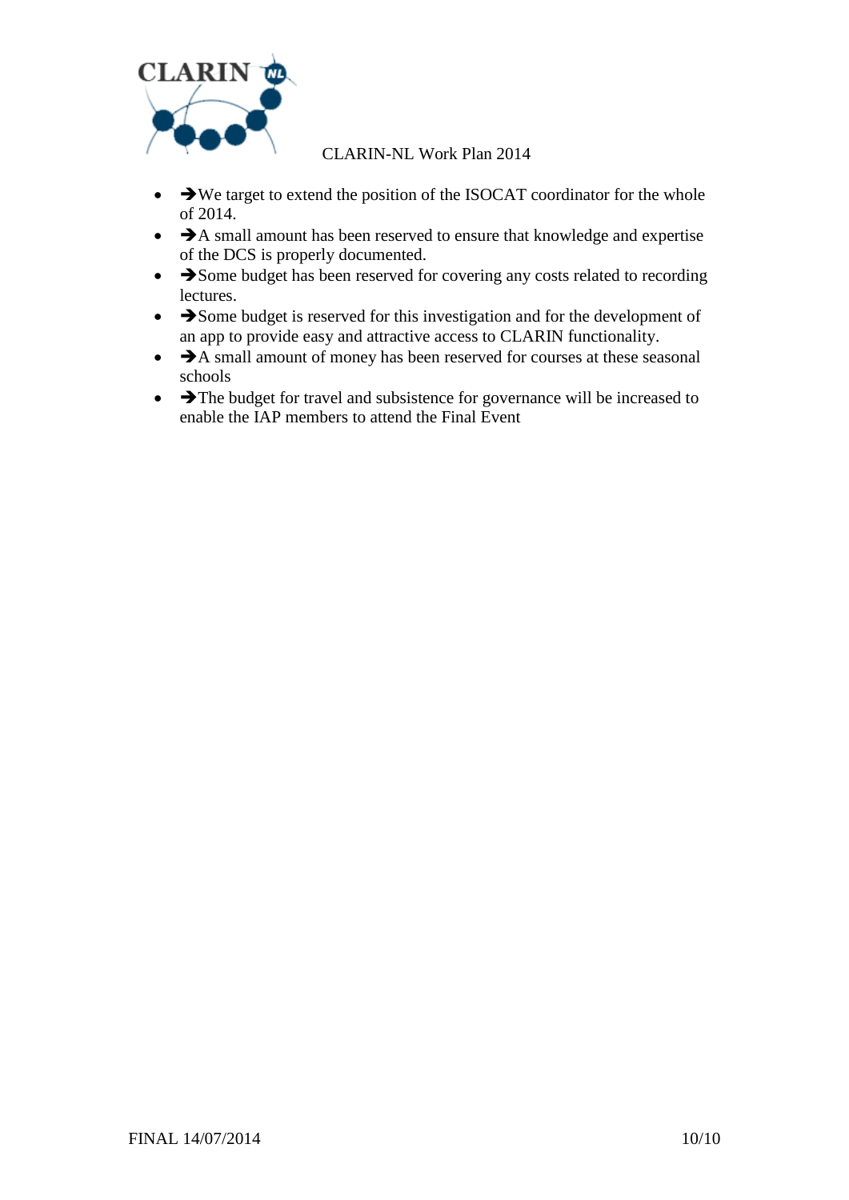- ➔We target to extend the position of the ISOCAT coordinator for the whole of 2014.
- ➔A small amount has been reserved to ensure that knowledge and expertise of the DCS is properly documented.
- ➔Some budget has been reserved for covering any costs related to recording lectures.
- ➔Some budget is reserved for this investigation and for the development of an app to provide easy and attractive access to CLARIN functionality.
- ➔A small amount of money has been reserved for courses at these seasonal schools
- ➔The budget for travel and subsistence for governance will be increased to enable the IAP members to attend the Final Event